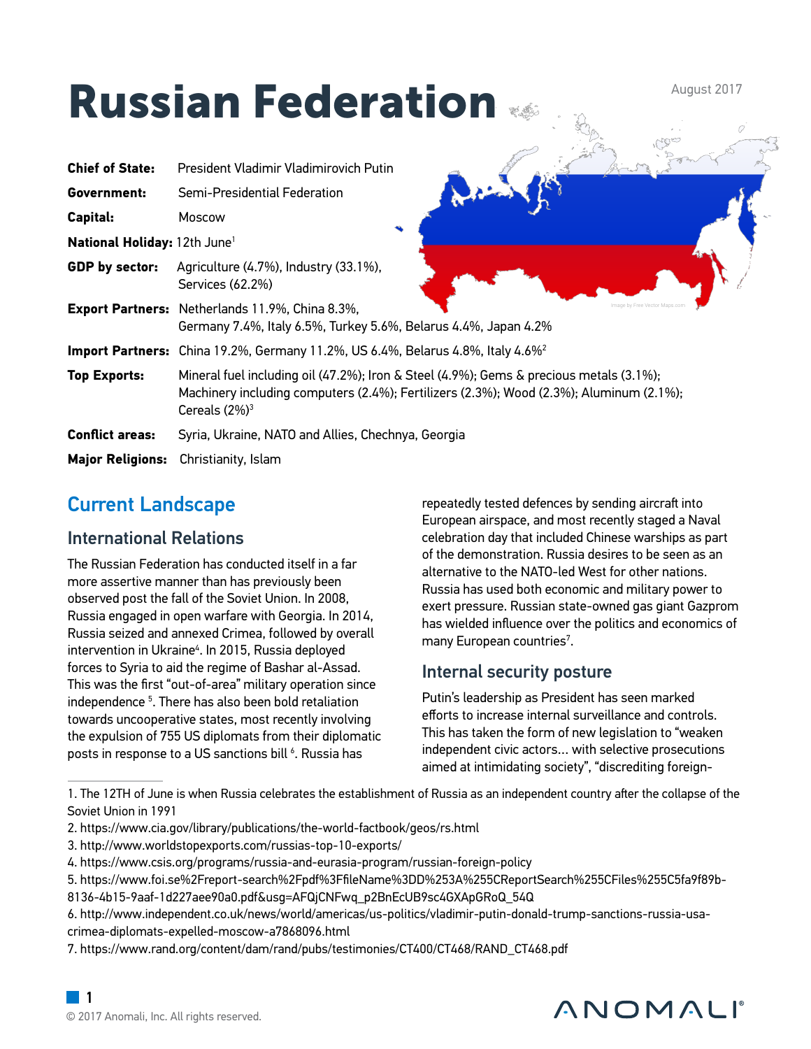# Russian Federation

August 2017

**Chief of State:** President Vladimir Vladimirovich Putin

**Government:** Semi-Presidential Federation

**Capital:** Moscow

**National Holiday:** 12th June[1]

**GDP by sector:** Agriculture (4.7%), Industry (33.1%), Services (62.2%)

**Export Partners:** Netherlands 11.9%, China 8.3%, Germany 7.4%, Italy 6.5%, Turkey 5.6%, Belarus 4.4%, Japan 4.2%

**Import Partners:** China 19.2%, Germany 11.2%, US 6.4%, Belarus 4.8%, Italy 4.6%[2]

**Top Exports:** Mineral fuel including oil (47.2%); Iron & Steel (4.9%); Gems & precious metals (3.1%); Machinery including computers (2.4%); Fertilizers (2.3%); Wood (2.3%); Aluminum (2.1%); Cereals (2%)[3]

**Conflict areas:** Syria, Ukraine, NATO and Allies, Chechnya, Georgia

**Major Religions:** Christianity, Islam

## Current Landscape

### International Relations

The Russian Federation has conducted itself in a far more assertive manner than has previously been observed post the fall of the Soviet Union. In 2008, Russia engaged in open warfare with Georgia. In 2014, Russia seized and annexed Crimea, followed by overall intervention in Ukraine[4]. In 2015, Russia deployed forces to Syria to aid the regime of Bashar al-Assad. This was the first "out-of-area" military operation since independence [5]. There has also been bold retaliation towards uncooperative states, most recently involving the expulsion of 755 US diplomats from their diplomatic posts in response to a US sanctions bill [6]. Russia has repeatedly tested defences by sending aircraft into European airspace, and most recently staged a Naval celebration day that included Chinese warships as part of the demonstration. Russia desires to be seen as an alternative to the NATO-led West for other nations. Russia has used both economic and military power to exert pressure. Russian state-owned gas giant Gazprom has wielded influence over the politics and economics of many European countries[7].

### Internal security posture

Putin's leadership as President has seen marked efforts to increase internal surveillance and controls. This has taken the form of new legislation to "weaken independent civic actors… with selective prosecutions aimed at intimidating society", "discrediting foreign-

---

1. The 12TH of June is when Russia celebrates the establishment of Russia as an independent country after the collapse of the Soviet Union in 1991
2. https://www.cia.gov/library/publications/the-world-factbook/geos/rs.html
3. http://www.worldstopexports.com/russias-top-10-exports/
4. https://www.csis.org/programs/russia-and-eurasia-program/russian-foreign-policy
5. https://www.foi.se%2Freport-search%2Fpdf%3FfileName%3DD%253A%255CReportSearch%255CFiles%255C5fa9f89b-8136-4b15-9aaf-1d227aee90a0.pdf&usg=AFQjCNFwq_p2BnEcUB9sc4GXApGRoQ_54Q
6. http://www.independent.co.uk/news/world/americas/us-politics/vladimir-putin-donald-trump-sanctions-russia-usa-crimea-diplomats-expelled-moscow-a7868096.html
7. https://www.rand.org/content/dam/rand/pubs/testimonies/CT400/CT468/RAND_CT468.pdf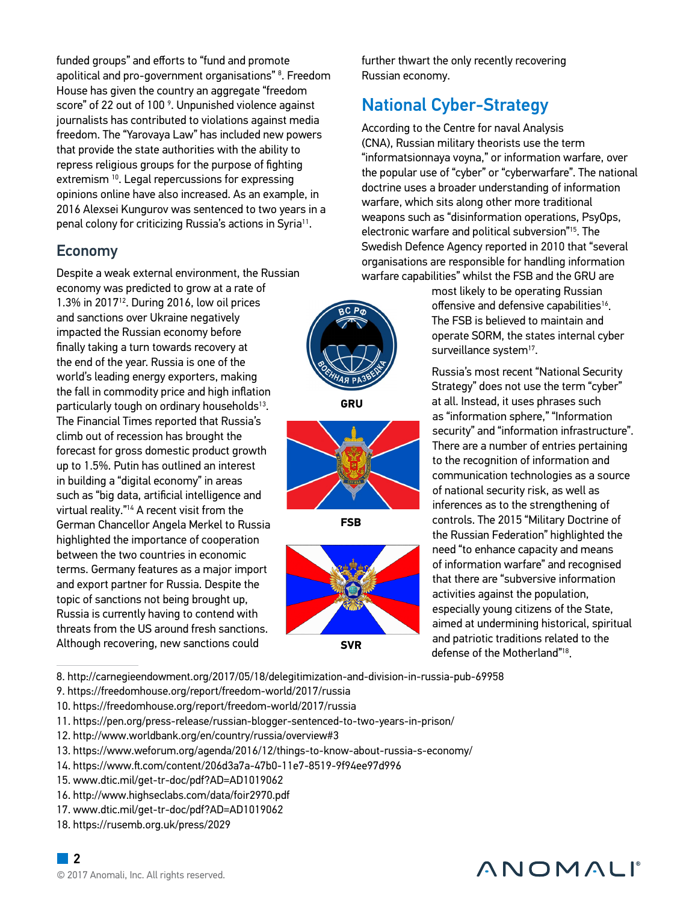funded groups" and efforts to "fund and promote apolitical and pro-government organisations" [8]. Freedom House has given the country an aggregate "freedom score" of 22 out of 100 [9]. Unpunished violence against journalists has contributed to violations against media freedom. The "Yarovaya Law" has included new powers that provide the state authorities with the ability to repress religious groups for the purpose of fighting extremism [10]. Legal repercussions for expressing opinions online have also increased. As an example, in 2016 Alexsei Kungurov was sentenced to two years in a penal colony for criticizing Russia's actions in Syria[11].

## Economy

Despite a weak external environment, the Russian economy was predicted to grow at a rate of 1.3% in 2017[12]. During 2016, low oil prices and sanctions over Ukraine negatively impacted the Russian economy before finally taking a turn towards recovery at the end of the year. Russia is one of the world's leading energy exporters, making the fall in commodity price and high inflation particularly tough on ordinary households[13]. The Financial Times reported that Russia's climb out of recession has brought the forecast for gross domestic product growth up to 1.5%. Putin has outlined an interest in building a "digital economy" in areas such as "big data, artificial intelligence and virtual reality."[14] A recent visit from the German Chancellor Angela Merkel to Russia highlighted the importance of cooperation between the two countries in economic terms. Germany features as a major import and export partner for Russia. Despite the topic of sanctions not being brought up, Russia is currently having to contend with threats from the US around fresh sanctions. Although recovering, new sanctions could further thwart the only recently recovering Russian economy.

## National Cyber-Strategy

According to the Centre for naval Analysis (CNA), Russian military theorists use the term "informatsionnaya voyna," or information warfare, over the popular use of "cyber" or "cyberwarfare". The national doctrine uses a broader understanding of information warfare, which sits along other more traditional weapons such as "disinformation operations, PsyOps, electronic warfare and political subversion"[15]. The Swedish Defence Agency reported in 2010 that "several organisations are responsible for handling information warfare capabilities" whilst the FSB and the GRU are most likely to be operating Russian offensive and defensive capabilities[16]. The FSB is believed to maintain and operate SORM, the states internal cyber surveillance system[17].

GRU

FSB

SVR

Russia's most recent "National Security Strategy" does not use the term "cyber" at all. Instead, it uses phrases such as "information sphere," "Information security" and "information infrastructure". There are a number of entries pertaining to the recognition of information and communication technologies as a source of national security risk, as well as inferences as to the strengthening of controls. The 2015 "Military Doctrine of the Russian Federation" highlighted the need "to enhance capacity and means of information warfare" and recognised that there are "subversive information activities against the population, especially young citizens of the State, aimed at undermining historical, spiritual and patriotic traditions related to the defense of the Motherland"[18].

8. http://carnegieendowment.org/2017/05/18/delegitimization-and-division-in-russia-pub-69958
9. https://freedomhouse.org/report/freedom-world/2017/russia
10. https://freedomhouse.org/report/freedom-world/2017/russia
11. https://pen.org/press-release/russian-blogger-sentenced-to-two-years-in-prison/
12. http://www.worldbank.org/en/country/russia/overview#3
13. https://www.weforum.org/agenda/2016/12/things-to-know-about-russia-s-economy/
14. https://www.ft.com/content/206d3a7a-47b0-11e7-8519-9f94ee97d996
15. www.dtic.mil/get-tr-doc/pdf?AD=AD1019062
16. http://www.highseclabs.com/data/foir2970.pdf
17. www.dtic.mil/get-tr-doc/pdf?AD=AD1019062
18. https://rusemb.org.uk/press/2029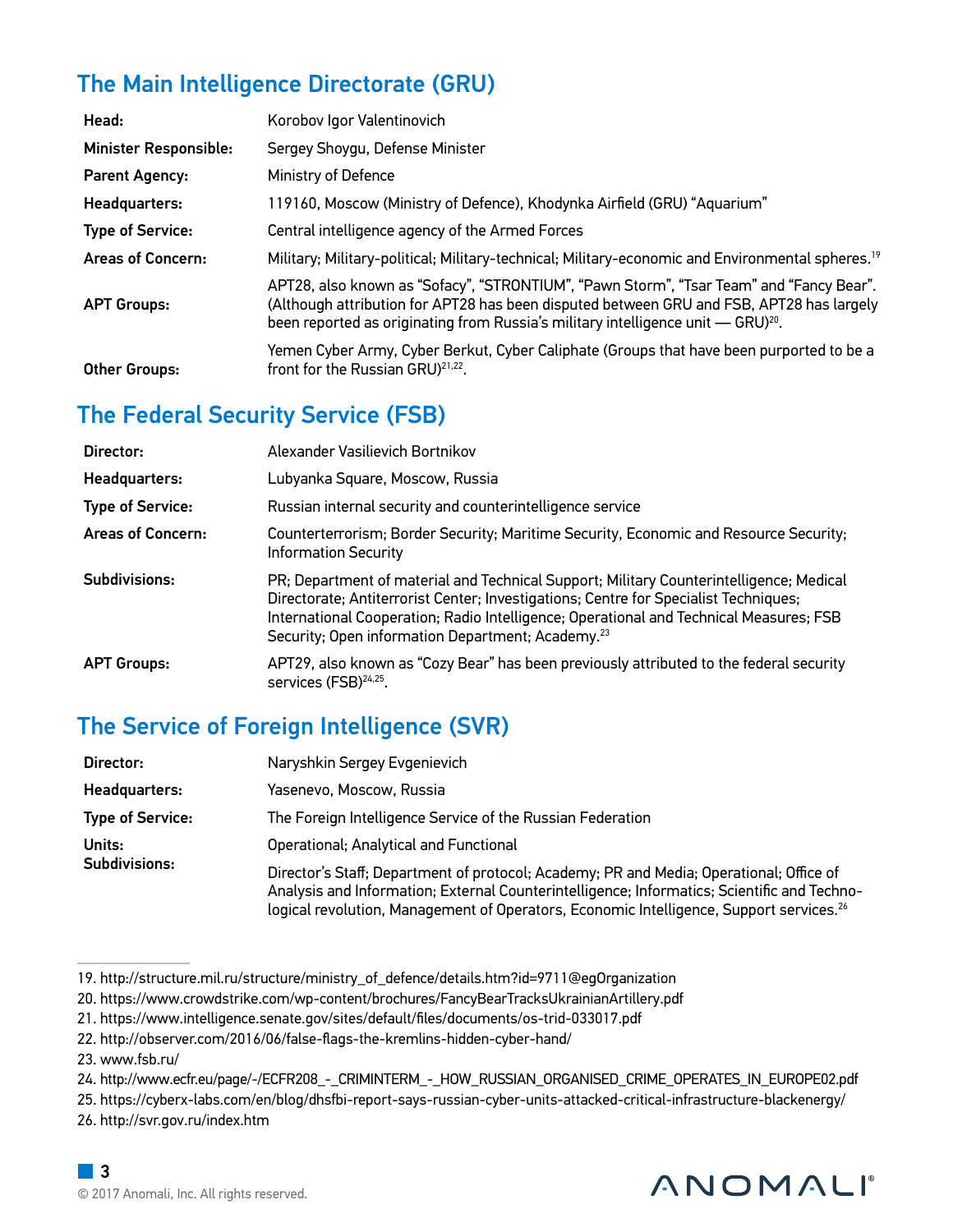## The Main Intelligence Directorate (GRU)

| | |
|---|---|
| **Head:** | Korobov Igor Valentinovich |
| **Minister Responsible:** | Sergey Shoygu, Defense Minister |
| **Parent Agency:** | Ministry of Defence |
| **Headquarters:** | 119160, Moscow (Ministry of Defence), Khodynka Airfield (GRU) "Aquarium" |
| **Type of Service:** | Central intelligence agency of the Armed Forces |
| **Areas of Concern:** | Military; Military-political; Military-technical; Military-economic and Environmental spheres.[19] |
| **APT Groups:** | APT28, also known as "Sofacy", "STRONTIUM", "Pawn Storm", "Tsar Team" and "Fancy Bear". (Although attribution for APT28 has been disputed between GRU and FSB, APT28 has largely been reported as originating from Russia's military intelligence unit — GRU)[20]. |
| **Other Groups:** | Yemen Cyber Army, Cyber Berkut, Cyber Caliphate (Groups that have been purported to be a front for the Russian GRU)[21,22]. |

## The Federal Security Service (FSB)

| | |
|---|---|
| **Director:** | Alexander Vasilievich Bortnikov |
| **Headquarters:** | Lubyanka Square, Moscow, Russia |
| **Type of Service:** | Russian internal security and counterintelligence service |
| **Areas of Concern:** | Counterterrorism; Border Security; Maritime Security, Economic and Resource Security; Information Security |
| **Subdivisions:** | PR; Department of material and Technical Support; Military Counterintelligence; Medical Directorate; Antiterrorist Center; Investigations; Centre for Specialist Techniques; International Cooperation; Radio Intelligence; Operational and Technical Measures; FSB Security; Open information Department; Academy.[23] |
| **APT Groups:** | APT29, also known as "Cozy Bear" has been previously attributed to the federal security services (FSB)[24,25]. |

## The Service of Foreign Intelligence (SVR)

| | |
|---|---|
| **Director:** | Naryshkin Sergey Evgenievich |
| **Headquarters:** | Yasenevo, Moscow, Russia |
| **Type of Service:** | The Foreign Intelligence Service of the Russian Federation |
| **Units:** | Operational; Analytical and Functional |
| **Subdivisions:** | Director's Staff; Department of protocol; Academy; PR and Media; Operational; Office of Analysis and Information; External Counterintelligence; Informatics; Scientific and Technological revolution, Management of Operators, Economic Intelligence, Support services.[26] |

---

19. http://structure.mil.ru/structure/ministry_of_defence/details.htm?id=9711@egOrganization
20. https://www.crowdstrike.com/wp-content/brochures/FancyBearTracksUkrainianArtillery.pdf
21. https://www.intelligence.senate.gov/sites/default/files/documents/os-trid-033017.pdf
22. http://observer.com/2016/06/false-flags-the-kremlins-hidden-cyber-hand/
23. www.fsb.ru/
24. http://www.ecfr.eu/page/-/ECFR208_-_CRIMINTERM_-_HOW_RUSSIAN_ORGANISED_CRIME_OPERATES_IN_EUROPE02.pdf
25. https://cyberx-labs.com/en/blog/dhsfbi-report-says-russian-cyber-units-attacked-critical-infrastructure-blackenergy/
26. http://svr.gov.ru/index.htm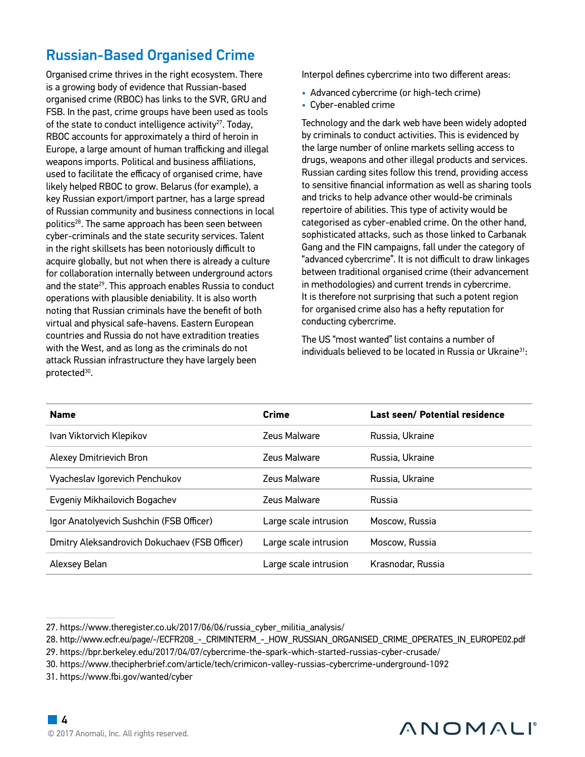## Russian-Based Organised Crime

Organised crime thrives in the right ecosystem. There is a growing body of evidence that Russian-based organised crime (RBOC) has links to the SVR, GRU and FSB. In the past, crime groups have been used as tools of the state to conduct intelligence activity[27]. Today, RBOC accounts for approximately a third of heroin in Europe, a large amount of human trafficking and illegal weapons imports. Political and business affiliations, used to facilitate the efficacy of organised crime, have likely helped RBOC to grow. Belarus (for example), a key Russian export/import partner, has a large spread of Russian community and business connections in local politics[28]. The same approach has been seen between cyber-criminals and the state security services. Talent in the right skillsets has been notoriously difficult to acquire globally, but not when there is already a culture for collaboration internally between underground actors and the state[29]. This approach enables Russia to conduct operations with plausible deniability. It is also worth noting that Russian criminals have the benefit of both virtual and physical safe-havens. Eastern European countries and Russia do not have extradition treaties with the West, and as long as the criminals do not attack Russian infrastructure they have largely been protected[30].

Interpol defines cybercrime into two different areas:

- Advanced cybercrime (or high-tech crime)
- Cyber-enabled crime

Technology and the dark web have been widely adopted by criminals to conduct activities. This is evidenced by the large number of online markets selling access to drugs, weapons and other illegal products and services. Russian carding sites follow this trend, providing access to sensitive financial information as well as sharing tools and tricks to help advance other would-be criminals repertoire of abilities. This type of activity would be categorised as cyber-enabled crime. On the other hand, sophisticated attacks, such as those linked to Carbanak Gang and the FIN campaigns, fall under the category of "advanced cybercrime". It is not difficult to draw linkages between traditional organised crime (their advancement in methodologies) and current trends in cybercrime. It is therefore not surprising that such a potent region for organised crime also has a hefty reputation for conducting cybercrime.

The US "most wanted" list contains a number of individuals believed to be located in Russia or Ukraine[31]:

| Name | Crime | Last seen/ Potential residence |
|---|---|---|
| Ivan Viktorvich Klepikov | Zeus Malware | Russia, Ukraine |
| Alexey Dmitrievich Bron | Zeus Malware | Russia, Ukraine |
| Vyacheslav Igorevich Penchukov | Zeus Malware | Russia, Ukraine |
| Evgeniy Mikhailovich Bogachev | Zeus Malware | Russia |
| Igor Anatolyevich Sushchin (FSB Officer) | Large scale intrusion | Moscow, Russia |
| Dmitry Aleksandrovich Dokuchaev (FSB Officer) | Large scale intrusion | Moscow, Russia |
| Alexsey Belan | Large scale intrusion | Krasnodar, Russia |

27. https://www.theregister.co.uk/2017/06/06/russia_cyber_militia_analysis/
28. http://www.ecfr.eu/page/-/ECFR208_-_CRIMINTERM_-_HOW_RUSSIAN_ORGANISED_CRIME_OPERATES_IN_EUROPE02.pdf
29. https://bpr.berkeley.edu/2017/04/07/cybercrime-the-spark-which-started-russias-cyber-crusade/
30. https://www.thecipherbrief.com/article/tech/crimicon-valley-russias-cybercrime-underground-1092
31. https://www.fbi.gov/wanted/cyber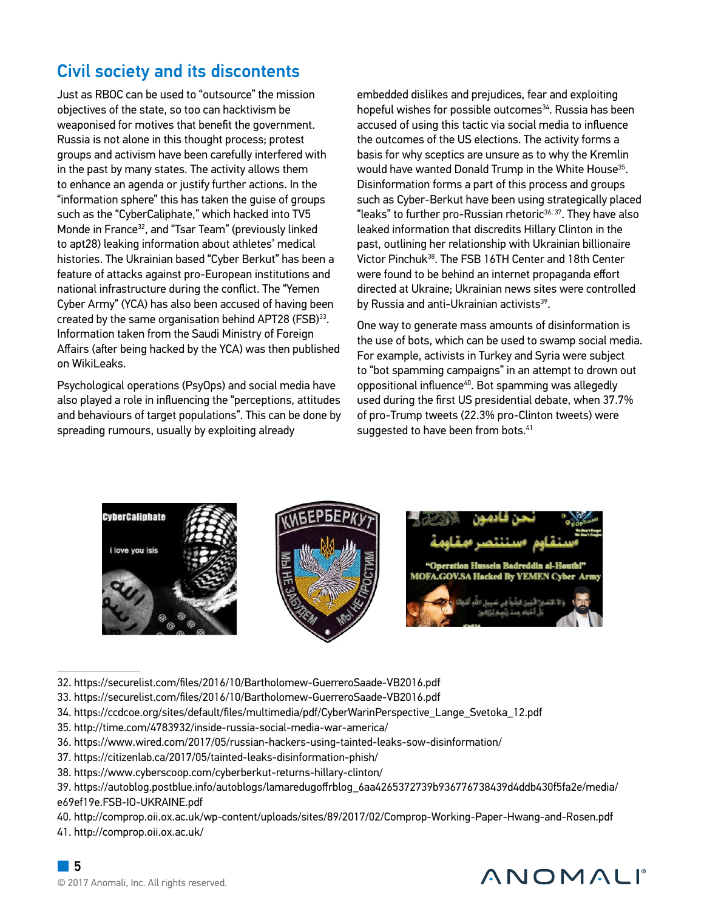## Civil society and its discontents

Just as RBOC can be used to "outsource" the mission objectives of the state, so too can hacktivism be weaponised for motives that benefit the government. Russia is not alone in this thought process; protest groups and activism have been carefully interfered with in the past by many states. The activity allows them to enhance an agenda or justify further actions. In the "information sphere" this has taken the guise of groups such as the "CyberCaliphate," which hacked into TV5 Monde in France[32], and "Tsar Team" (previously linked to apt28) leaking information about athletes' medical histories. The Ukrainian based "Cyber Berkut" has been a feature of attacks against pro-European institutions and national infrastructure during the conflict. The "Yemen Cyber Army" (YCA) has also been accused of having been created by the same organisation behind APT28 (FSB)[33]. Information taken from the Saudi Ministry of Foreign Affairs (after being hacked by the YCA) was then published on WikiLeaks.

Psychological operations (PsyOps) and social media have also played a role in influencing the "perceptions, attitudes and behaviours of target populations". This can be done by spreading rumours, usually by exploiting already embedded dislikes and prejudices, fear and exploiting hopeful wishes for possible outcomes[34]. Russia has been accused of using this tactic via social media to influence the outcomes of the US elections. The activity forms a basis for why sceptics are unsure as to why the Kremlin would have wanted Donald Trump in the White House[35]. Disinformation forms a part of this process and groups such as Cyber-Berkut have been using strategically placed "leaks" to further pro-Russian rhetoric[36, 37]. They have also leaked information that discredits Hillary Clinton in the past, outlining her relationship with Ukrainian billionaire Victor Pinchuk[38]. The FSB 16TH Center and 18th Center were found to be behind an internet propaganda effort directed at Ukraine; Ukrainian news sites were controlled by Russia and anti-Ukrainian activists[39].

One way to generate mass amounts of disinformation is the use of bots, which can be used to swamp social media. For example, activists in Turkey and Syria were subject to "bot spamming campaigns" in an attempt to drown out oppositional influence[40]. Bot spamming was allegedly used during the first US presidential debate, when 37.7% of pro-Trump tweets (22.3% pro-Clinton tweets) were suggested to have been from bots.[41]

32. https://securelist.com/files/2016/10/Bartholomew-GuerreroSaade-VB2016.pdf
33. https://securelist.com/files/2016/10/Bartholomew-GuerreroSaade-VB2016.pdf
34. https://ccdcoe.org/sites/default/files/multimedia/pdf/CyberWarinPerspective_Lange_Svetoka_12.pdf
35. http://time.com/4783932/inside-russia-social-media-war-america/
36. https://www.wired.com/2017/05/russian-hackers-using-tainted-leaks-sow-disinformation/
37. https://citizenlab.ca/2017/05/tainted-leaks-disinformation-phish/
38. https://www.cyberscoop.com/cyberberkut-returns-hillary-clinton/
39. https://autoblog.postblue.info/autoblogs/lamaredugoffrblog_6aa4265372739b936776738439d4ddb430f5fa2e/media/e69ef19e.FSB-IO-UKRAINE.pdf
40. http://comprop.oii.ox.ac.uk/wp-content/uploads/sites/89/2017/02/Comprop-Working-Paper-Hwang-and-Rosen.pdf
41. http://comprop.oii.ox.ac.uk/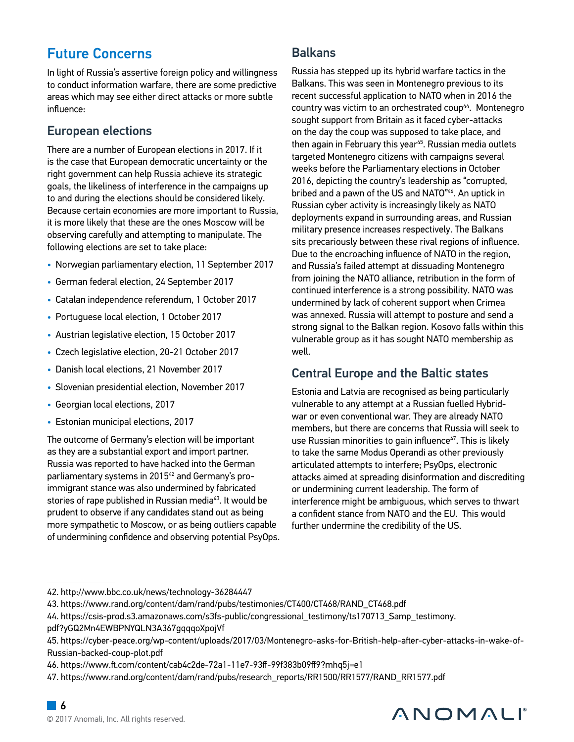## Future Concerns

In light of Russia's assertive foreign policy and willingness to conduct information warfare, there are some predictive areas which may see either direct attacks or more subtle influence:

### European elections

There are a number of European elections in 2017. If it is the case that European democratic uncertainty or the right government can help Russia achieve its strategic goals, the likeliness of interference in the campaigns up to and during the elections should be considered likely. Because certain economies are more important to Russia, it is more likely that these are the ones Moscow will be observing carefully and attempting to manipulate. The following elections are set to take place:

- Norwegian parliamentary election, 11 September 2017
- German federal election, 24 September 2017
- Catalan independence referendum, 1 October 2017
- Portuguese local election, 1 October 2017
- Austrian legislative election, 15 October 2017
- Czech legislative election, 20-21 October 2017
- Danish local elections, 21 November 2017
- Slovenian presidential election, November 2017
- Georgian local elections, 2017
- Estonian municipal elections, 2017

The outcome of Germany's election will be important as they are a substantial export and import partner. Russia was reported to have hacked into the German parliamentary systems in 2015[42] and Germany's pro-immigrant stance was also undermined by fabricated stories of rape published in Russian media[43]. It would be prudent to observe if any candidates stand out as being more sympathetic to Moscow, or as being outliers capable of undermining confidence and observing potential PsyOps.

### Balkans

Russia has stepped up its hybrid warfare tactics in the Balkans. This was seen in Montenegro previous to its recent successful application to NATO when in 2016 the country was victim to an orchestrated coup[44]. Montenegro sought support from Britain as it faced cyber-attacks on the day the coup was supposed to take place, and then again in February this year[45]. Russian media outlets targeted Montenegro citizens with campaigns several weeks before the Parliamentary elections in October 2016, depicting the country's leadership as "corrupted, bribed and a pawn of the US and NATO"[46]. An uptick in Russian cyber activity is increasingly likely as NATO deployments expand in surrounding areas, and Russian military presence increases respectively. The Balkans sits precariously between these rival regions of influence. Due to the encroaching influence of NATO in the region, and Russia's failed attempt at dissuading Montenegro from joining the NATO alliance, retribution in the form of continued interference is a strong possibility. NATO was undermined by lack of coherent support when Crimea was annexed. Russia will attempt to posture and send a strong signal to the Balkan region. Kosovo falls within this vulnerable group as it has sought NATO membership as well.

### Central Europe and the Baltic states

Estonia and Latvia are recognised as being particularly vulnerable to any attempt at a Russian fuelled Hybrid-war or even conventional war. They are already NATO members, but there are concerns that Russia will seek to use Russian minorities to gain influence[47]. This is likely to take the same Modus Operandi as other previously articulated attempts to interfere; PsyOps, electronic attacks aimed at spreading disinformation and discrediting or undermining current leadership. The form of interference might be ambiguous, which serves to thwart a confident stance from NATO and the EU. This would further undermine the credibility of the US.

---

42. http://www.bbc.co.uk/news/technology-36284447
43. https://www.rand.org/content/dam/rand/pubs/testimonies/CT400/CT468/RAND_CT468.pdf
44. https://csis-prod.s3.amazonaws.com/s3fs-public/congressional_testimony/ts170713_Samp_testimony.pdf?yGQ2Mn4EWBPNYQLN3A367gqqqoXpojVf
45. https://cyber-peace.org/wp-content/uploads/2017/03/Montenegro-asks-for-British-help-after-cyber-attacks-in-wake-of-Russian-backed-coup-plot.pdf
46. https://www.ft.com/content/cab4c2de-72a1-11e7-93ff-99f383b09ff9?mhq5j=e1
47. https://www.rand.org/content/dam/rand/pubs/research_reports/RR1500/RR1577/RAND_RR1577.pdf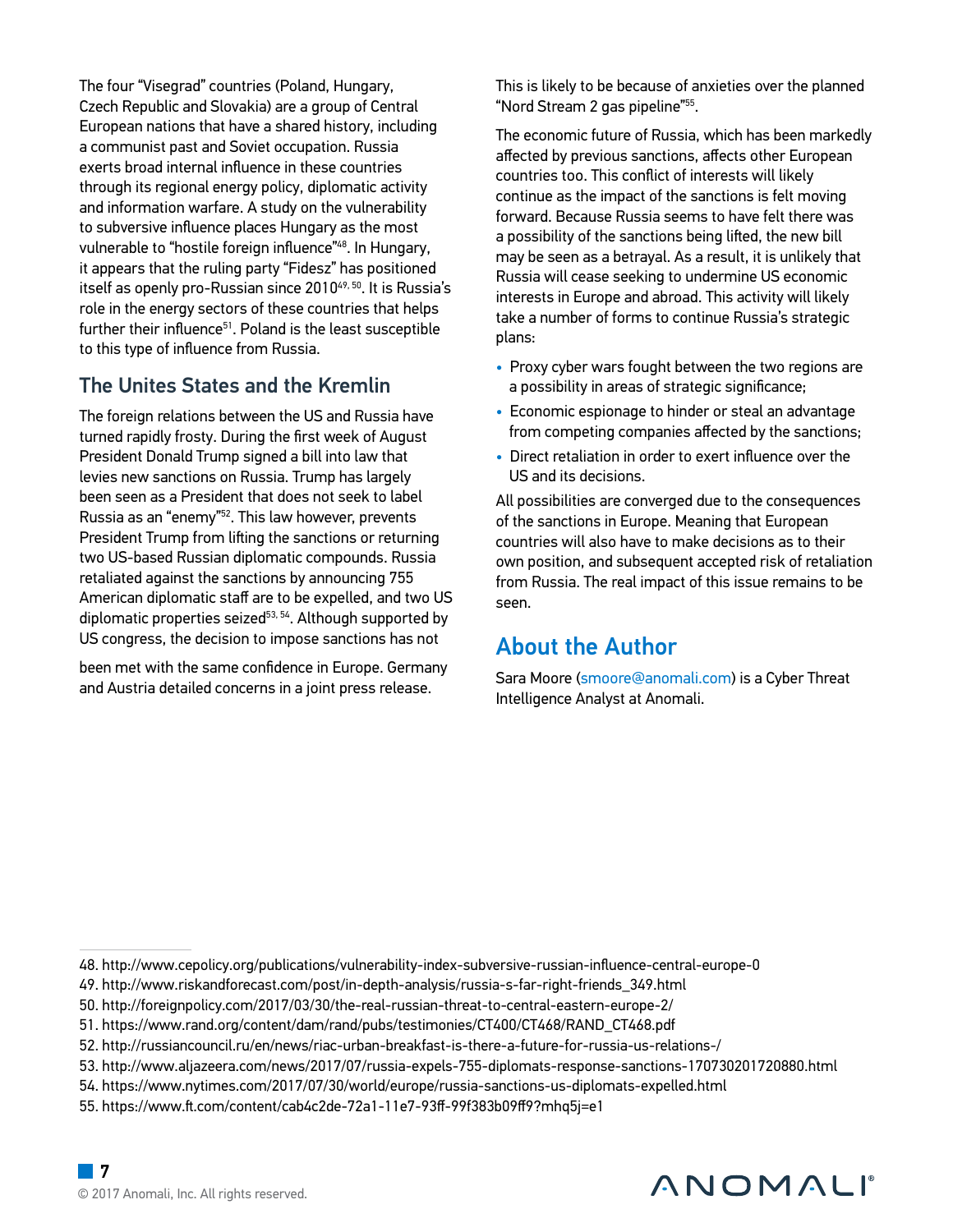The four "Visegrad" countries (Poland, Hungary, Czech Republic and Slovakia) are a group of Central European nations that have a shared history, including a communist past and Soviet occupation. Russia exerts broad internal influence in these countries through its regional energy policy, diplomatic activity and information warfare. A study on the vulnerability to subversive influence places Hungary as the most vulnerable to "hostile foreign influence"[48]. In Hungary, it appears that the ruling party "Fidesz" has positioned itself as openly pro-Russian since 2010[49, 50]. It is Russia's role in the energy sectors of these countries that helps further their influence[51]. Poland is the least susceptible to this type of influence from Russia.

## The Unites States and the Kremlin

The foreign relations between the US and Russia have turned rapidly frosty. During the first week of August President Donald Trump signed a bill into law that levies new sanctions on Russia. Trump has largely been seen as a President that does not seek to label Russia as an "enemy"[52]. This law however, prevents President Trump from lifting the sanctions or returning two US-based Russian diplomatic compounds. Russia retaliated against the sanctions by announcing 755 American diplomatic staff are to be expelled, and two US diplomatic properties seized[53, 54]. Although supported by US congress, the decision to impose sanctions has not been met with the same confidence in Europe. Germany and Austria detailed concerns in a joint press release. This is likely to be because of anxieties over the planned "Nord Stream 2 gas pipeline"[55].

The economic future of Russia, which has been markedly affected by previous sanctions, affects other European countries too. This conflict of interests will likely continue as the impact of the sanctions is felt moving forward. Because Russia seems to have felt there was a possibility of the sanctions being lifted, the new bill may be seen as a betrayal. As a result, it is unlikely that Russia will cease seeking to undermine US economic interests in Europe and abroad. This activity will likely take a number of forms to continue Russia's strategic plans:

- Proxy cyber wars fought between the two regions are a possibility in areas of strategic significance;
- Economic espionage to hinder or steal an advantage from competing companies affected by the sanctions;
- Direct retaliation in order to exert influence over the US and its decisions.

All possibilities are converged due to the consequences of the sanctions in Europe. Meaning that European countries will also have to make decisions as to their own position, and subsequent accepted risk of retaliation from Russia. The real impact of this issue remains to be seen.

## About the Author

Sara Moore (smoore@anomali.com) is a Cyber Threat Intelligence Analyst at Anomali.

48. http://www.cepolicy.org/publications/vulnerability-index-subversive-russian-influence-central-europe-0
49. http://www.riskandforecast.com/post/in-depth-analysis/russia-s-far-right-friends_349.html
50. http://foreignpolicy.com/2017/03/30/the-real-russian-threat-to-central-eastern-europe-2/
51. https://www.rand.org/content/dam/rand/pubs/testimonies/CT400/CT468/RAND_CT468.pdf
52. http://russiancouncil.ru/en/news/riac-urban-breakfast-is-there-a-future-for-russia-us-relations-/
53. http://www.aljazeera.com/news/2017/07/russia-expels-755-diplomats-response-sanctions-170730201720880.html
54. https://www.nytimes.com/2017/07/30/world/europe/russia-sanctions-us-diplomats-expelled.html
55. https://www.ft.com/content/cab4c2de-72a1-11e7-93ff-99f383b09ff9?mhq5j=e1

© 2017 Anomali, Inc. All rights reserved.